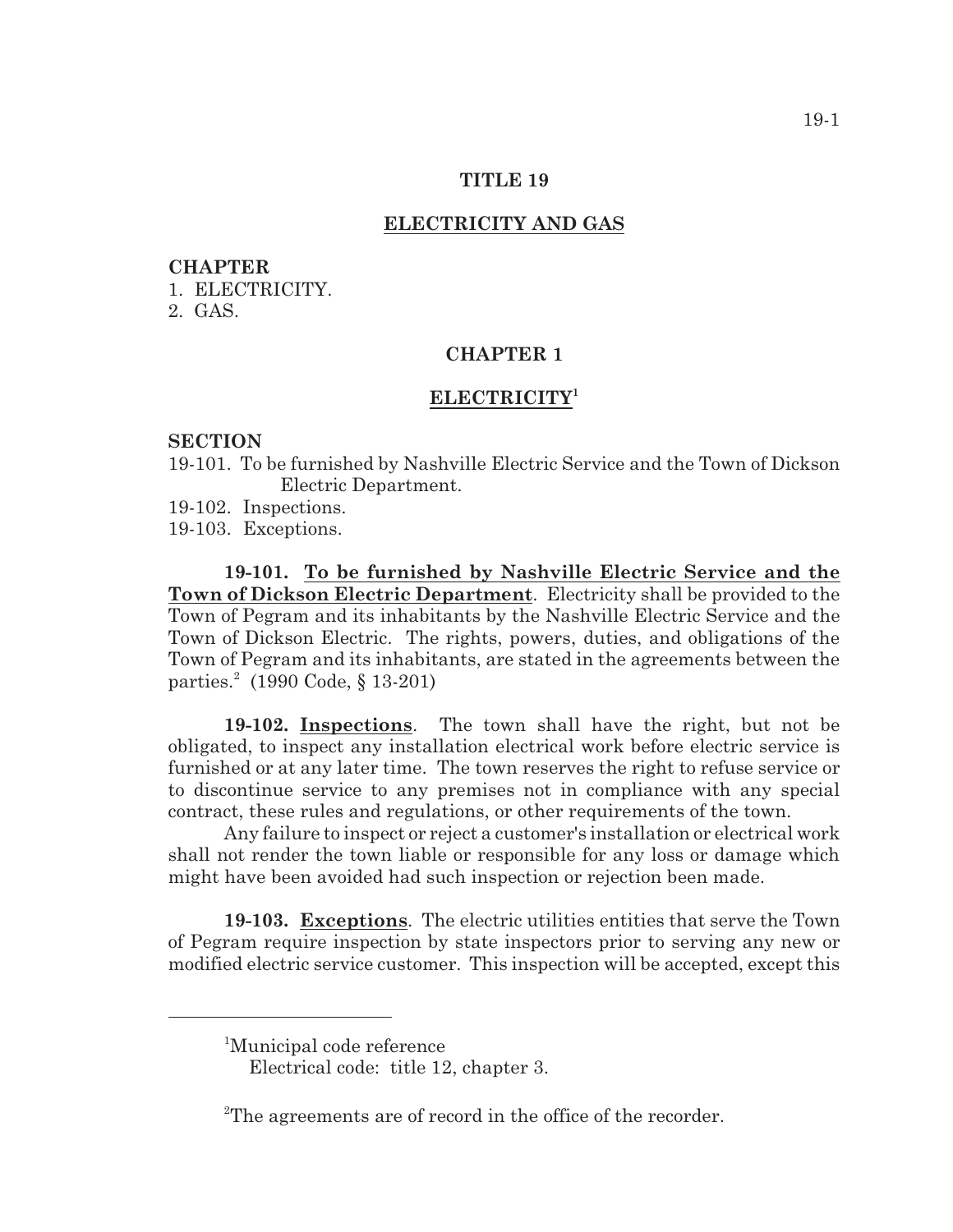# TITLE 19

## ELECTRICITY AND GAS

**CHAPTER**
1. ELECTRICITY.
2. GAS.

## CHAPTER 1

## ELECTRICITY[1]

**SECTION**

19-101. To be furnished by Nashville Electric Service and the Town of Dickson Electric Department.
19-102. Inspections.
19-103. Exceptions.

**19-101. To be furnished by Nashville Electric Service and the Town of Dickson Electric Department**. Electricity shall be provided to the Town of Pegram and its inhabitants by the Nashville Electric Service and the Town of Dickson Electric. The rights, powers, duties, and obligations of the Town of Pegram and its inhabitants, are stated in the agreements between the parties.[2] (1990 Code, § 13-201)

**19-102. Inspections**. The town shall have the right, but not be obligated, to inspect any installation electrical work before electric service is furnished or at any later time. The town reserves the right to refuse service or to discontinue service to any premises not in compliance with any special contract, these rules and regulations, or other requirements of the town.

Any failure to inspect or reject a customer's installation or electrical work shall not render the town liable or responsible for any loss or damage which might have been avoided had such inspection or rejection been made.

**19-103. Exceptions**. The electric utilities entities that serve the Town of Pegram require inspection by state inspectors prior to serving any new or modified electric service customer. This inspection will be accepted, except this

---

[1]Municipal code reference
Electrical code: title 12, chapter 3.

[2]The agreements are of record in the office of the recorder.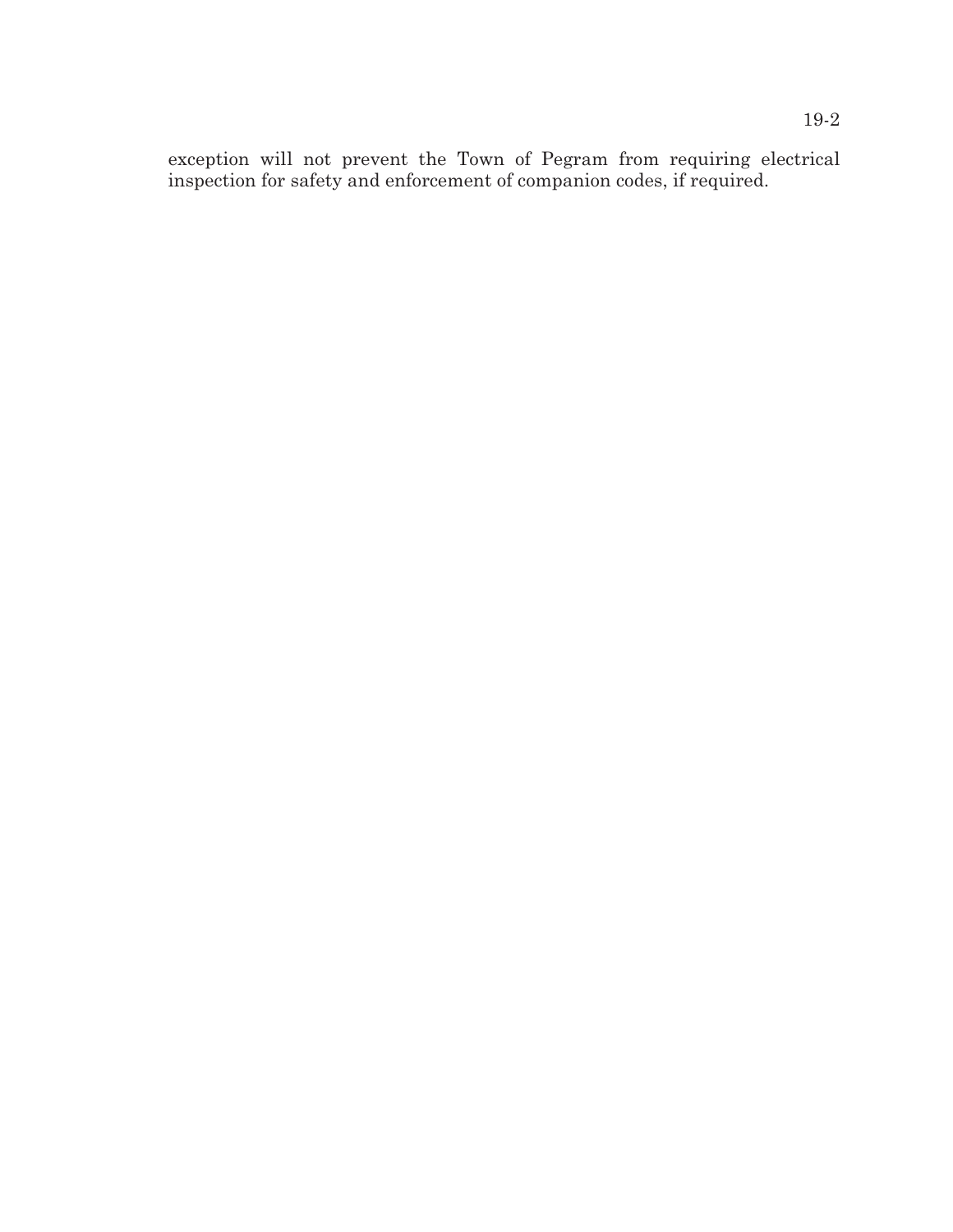exception will not prevent the Town of Pegram from requiring electrical inspection for safety and enforcement of companion codes, if required.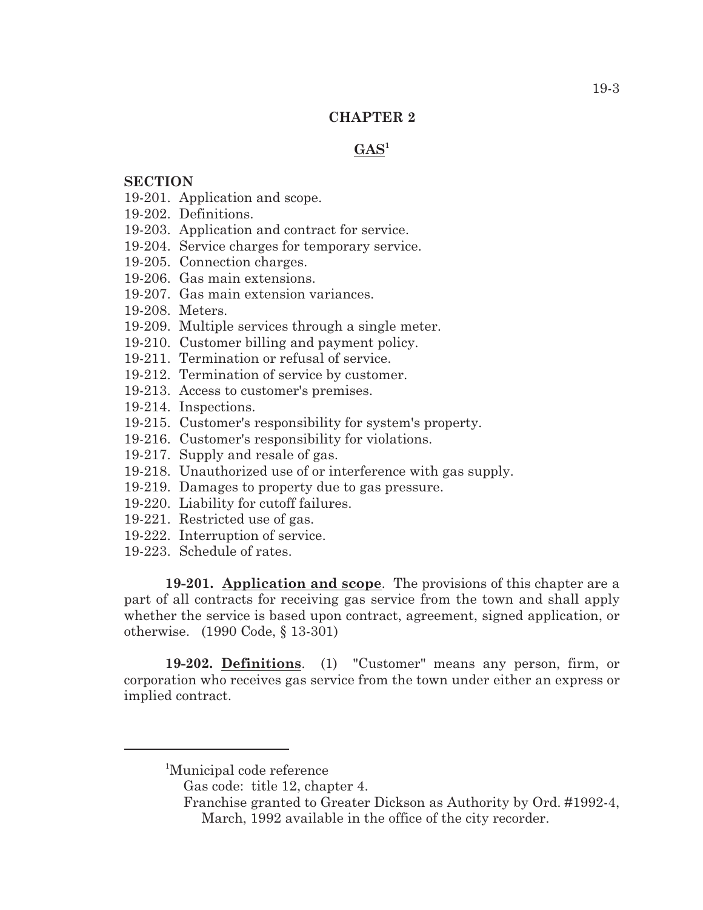## CHAPTER 2

## GAS[1]

**SECTION**

19-201. Application and scope.
19-202. Definitions.
19-203. Application and contract for service.
19-204. Service charges for temporary service.
19-205. Connection charges.
19-206. Gas main extensions.
19-207. Gas main extension variances.
19-208. Meters.
19-209. Multiple services through a single meter.
19-210. Customer billing and payment policy.
19-211. Termination or refusal of service.
19-212. Termination of service by customer.
19-213. Access to customer's premises.
19-214. Inspections.
19-215. Customer's responsibility for system's property.
19-216. Customer's responsibility for violations.
19-217. Supply and resale of gas.
19-218. Unauthorized use of or interference with gas supply.
19-219. Damages to property due to gas pressure.
19-220. Liability for cutoff failures.
19-221. Restricted use of gas.
19-222. Interruption of service.
19-223. Schedule of rates.

**19-201. Application and scope**. The provisions of this chapter are a part of all contracts for receiving gas service from the town and shall apply whether the service is based upon contract, agreement, signed application, or otherwise. (1990 Code, § 13-301)

**19-202. Definitions**. (1) "Customer" means any person, firm, or corporation who receives gas service from the town under either an express or implied contract.

---

[1]Municipal code reference

Gas code: title 12, chapter 4.

Franchise granted to Greater Dickson as Authority by Ord. #1992-4, March, 1992 available in the office of the city recorder.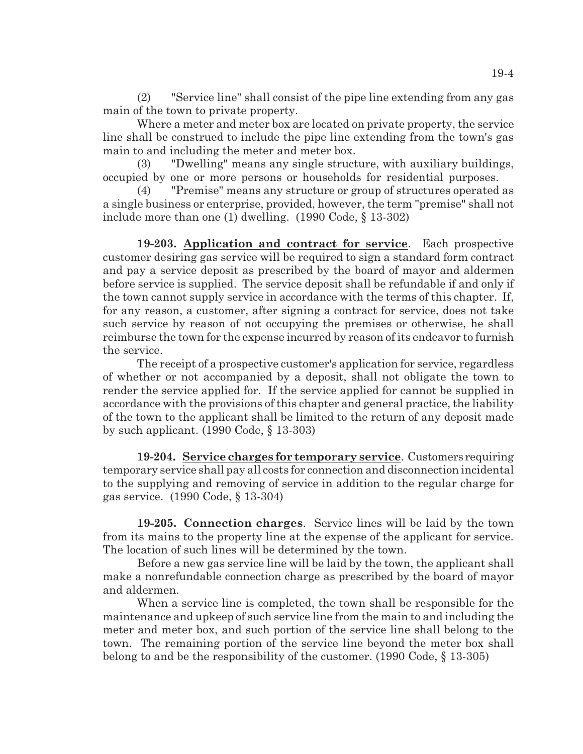(2) "Service line" shall consist of the pipe line extending from any gas main of the town to private property.

Where a meter and meter box are located on private property, the service line shall be construed to include the pipe line extending from the town's gas main to and including the meter and meter box.

(3) "Dwelling" means any single structure, with auxiliary buildings, occupied by one or more persons or households for residential purposes.

(4) "Premise" means any structure or group of structures operated as a single business or enterprise, provided, however, the term "premise" shall not include more than one (1) dwelling. (1990 Code, § 13-302)

**19-203. Application and contract for service**. Each prospective customer desiring gas service will be required to sign a standard form contract and pay a service deposit as prescribed by the board of mayor and aldermen before service is supplied. The service deposit shall be refundable if and only if the town cannot supply service in accordance with the terms of this chapter. If, for any reason, a customer, after signing a contract for service, does not take such service by reason of not occupying the premises or otherwise, he shall reimburse the town for the expense incurred by reason of its endeavor to furnish the service.

The receipt of a prospective customer's application for service, regardless of whether or not accompanied by a deposit, shall not obligate the town to render the service applied for. If the service applied for cannot be supplied in accordance with the provisions of this chapter and general practice, the liability of the town to the applicant shall be limited to the return of any deposit made by such applicant. (1990 Code, § 13-303)

**19-204. Service charges for temporary service**. Customers requiring temporary service shall pay all costs for connection and disconnection incidental to the supplying and removing of service in addition to the regular charge for gas service. (1990 Code, § 13-304)

**19-205. Connection charges**. Service lines will be laid by the town from its mains to the property line at the expense of the applicant for service. The location of such lines will be determined by the town.

Before a new gas service line will be laid by the town, the applicant shall make a nonrefundable connection charge as prescribed by the board of mayor and aldermen.

When a service line is completed, the town shall be responsible for the maintenance and upkeep of such service line from the main to and including the meter and meter box, and such portion of the service line shall belong to the town. The remaining portion of the service line beyond the meter box shall belong to and be the responsibility of the customer. (1990 Code, § 13-305)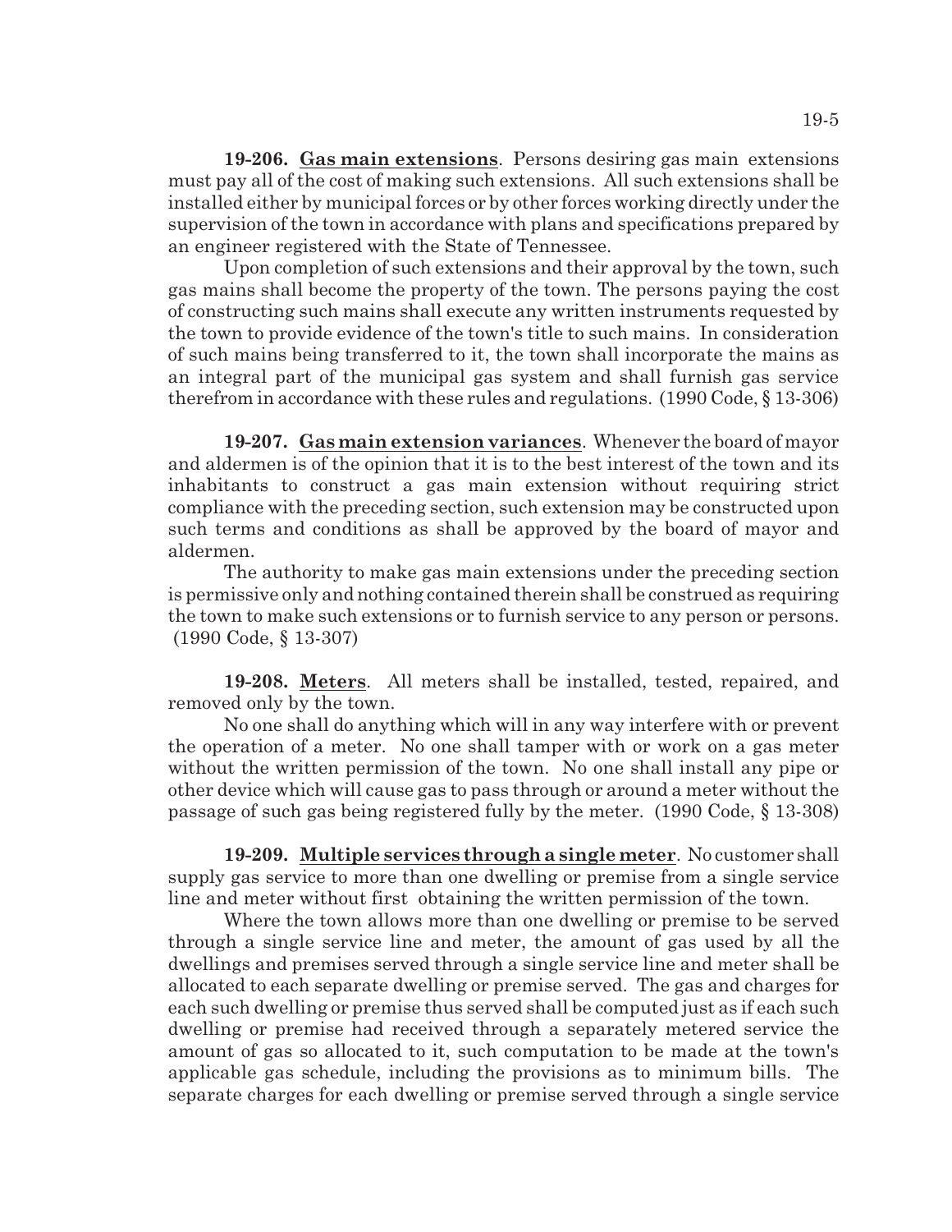**19-206. Gas main extensions**. Persons desiring gas main extensions must pay all of the cost of making such extensions. All such extensions shall be installed either by municipal forces or by other forces working directly under the supervision of the town in accordance with plans and specifications prepared by an engineer registered with the State of Tennessee.

Upon completion of such extensions and their approval by the town, such gas mains shall become the property of the town. The persons paying the cost of constructing such mains shall execute any written instruments requested by the town to provide evidence of the town's title to such mains. In consideration of such mains being transferred to it, the town shall incorporate the mains as an integral part of the municipal gas system and shall furnish gas service therefrom in accordance with these rules and regulations. (1990 Code, § 13-306)

**19-207. Gas main extension variances**. Whenever the board of mayor and aldermen is of the opinion that it is to the best interest of the town and its inhabitants to construct a gas main extension without requiring strict compliance with the preceding section, such extension may be constructed upon such terms and conditions as shall be approved by the board of mayor and aldermen.

The authority to make gas main extensions under the preceding section is permissive only and nothing contained therein shall be construed as requiring the town to make such extensions or to furnish service to any person or persons. (1990 Code, § 13-307)

**19-208. Meters**. All meters shall be installed, tested, repaired, and removed only by the town.

No one shall do anything which will in any way interfere with or prevent the operation of a meter. No one shall tamper with or work on a gas meter without the written permission of the town. No one shall install any pipe or other device which will cause gas to pass through or around a meter without the passage of such gas being registered fully by the meter. (1990 Code, § 13-308)

**19-209. Multiple services through a single meter**. No customer shall supply gas service to more than one dwelling or premise from a single service line and meter without first obtaining the written permission of the town.

Where the town allows more than one dwelling or premise to be served through a single service line and meter, the amount of gas used by all the dwellings and premises served through a single service line and meter shall be allocated to each separate dwelling or premise served. The gas and charges for each such dwelling or premise thus served shall be computed just as if each such dwelling or premise had received through a separately metered service the amount of gas so allocated to it, such computation to be made at the town's applicable gas schedule, including the provisions as to minimum bills. The separate charges for each dwelling or premise served through a single service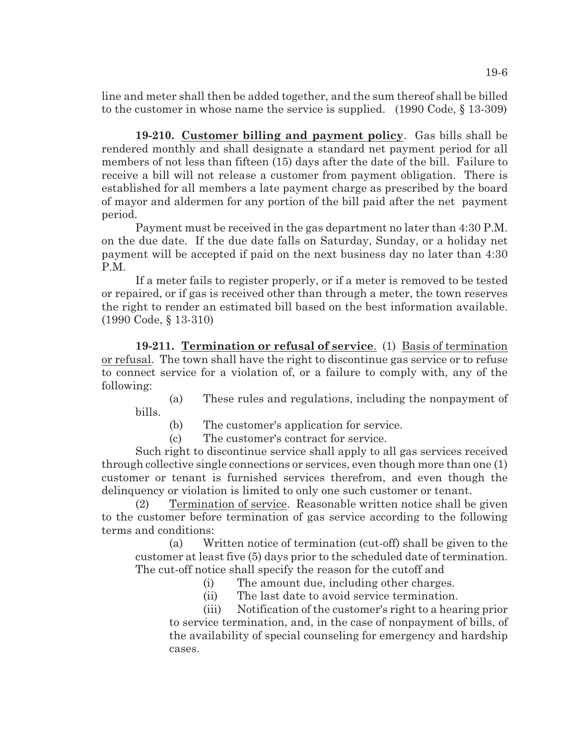line and meter shall then be added together, and the sum thereof shall be billed to the customer in whose name the service is supplied. (1990 Code, § 13-309)

**19-210. Customer billing and payment policy**. Gas bills shall be rendered monthly and shall designate a standard net payment period for all members of not less than fifteen (15) days after the date of the bill. Failure to receive a bill will not release a customer from payment obligation. There is established for all members a late payment charge as prescribed by the board of mayor and aldermen for any portion of the bill paid after the net payment period.

Payment must be received in the gas department no later than 4:30 P.M. on the due date. If the due date falls on Saturday, Sunday, or a holiday net payment will be accepted if paid on the next business day no later than 4:30 P.M.

If a meter fails to register properly, or if a meter is removed to be tested or repaired, or if gas is received other than through a meter, the town reserves the right to render an estimated bill based on the best information available. (1990 Code, § 13-310)

**19-211. Termination or refusal of service**. (1) Basis of termination or refusal. The town shall have the right to discontinue gas service or to refuse to connect service for a violation of, or a failure to comply with, any of the following:

(a) These rules and regulations, including the nonpayment of bills.

(b) The customer's application for service.

(c) The customer's contract for service.

Such right to discontinue service shall apply to all gas services received through collective single connections or services, even though more than one (1) customer or tenant is furnished services therefrom, and even though the delinquency or violation is limited to only one such customer or tenant.

(2) Termination of service. Reasonable written notice shall be given to the customer before termination of gas service according to the following terms and conditions:

(a) Written notice of termination (cut-off) shall be given to the customer at least five (5) days prior to the scheduled date of termination. The cut-off notice shall specify the reason for the cutoff and

(i) The amount due, including other charges.

(ii) The last date to avoid service termination.

(iii) Notification of the customer's right to a hearing prior to service termination, and, in the case of nonpayment of bills, of the availability of special counseling for emergency and hardship cases.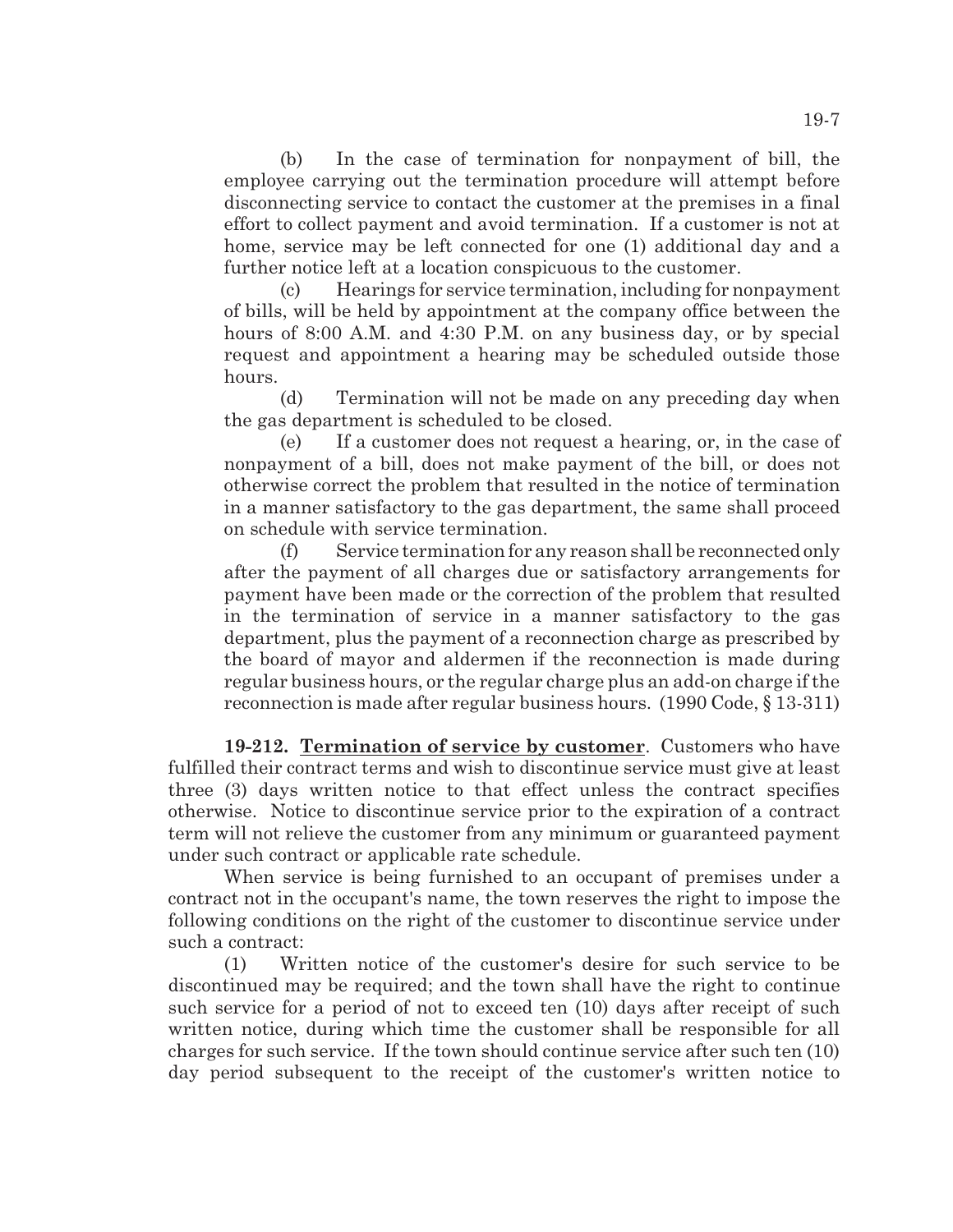(b) In the case of termination for nonpayment of bill, the employee carrying out the termination procedure will attempt before disconnecting service to contact the customer at the premises in a final effort to collect payment and avoid termination. If a customer is not at home, service may be left connected for one (1) additional day and a further notice left at a location conspicuous to the customer.

(c) Hearings for service termination, including for nonpayment of bills, will be held by appointment at the company office between the hours of 8:00 A.M. and 4:30 P.M. on any business day, or by special request and appointment a hearing may be scheduled outside those hours.

(d) Termination will not be made on any preceding day when the gas department is scheduled to be closed.

(e) If a customer does not request a hearing, or, in the case of nonpayment of a bill, does not make payment of the bill, or does not otherwise correct the problem that resulted in the notice of termination in a manner satisfactory to the gas department, the same shall proceed on schedule with service termination.

(f) Service termination for any reason shall be reconnected only after the payment of all charges due or satisfactory arrangements for payment have been made or the correction of the problem that resulted in the termination of service in a manner satisfactory to the gas department, plus the payment of a reconnection charge as prescribed by the board of mayor and aldermen if the reconnection is made during regular business hours, or the regular charge plus an add-on charge if the reconnection is made after regular business hours. (1990 Code, § 13-311)

**19-212. <u>Termination of service by customer</u>**. Customers who have fulfilled their contract terms and wish to discontinue service must give at least three (3) days written notice to that effect unless the contract specifies otherwise. Notice to discontinue service prior to the expiration of a contract term will not relieve the customer from any minimum or guaranteed payment under such contract or applicable rate schedule.

When service is being furnished to an occupant of premises under a contract not in the occupant's name, the town reserves the right to impose the following conditions on the right of the customer to discontinue service under such a contract:

(1) Written notice of the customer's desire for such service to be discontinued may be required; and the town shall have the right to continue such service for a period of not to exceed ten (10) days after receipt of such written notice, during which time the customer shall be responsible for all charges for such service. If the town should continue service after such ten (10) day period subsequent to the receipt of the customer's written notice to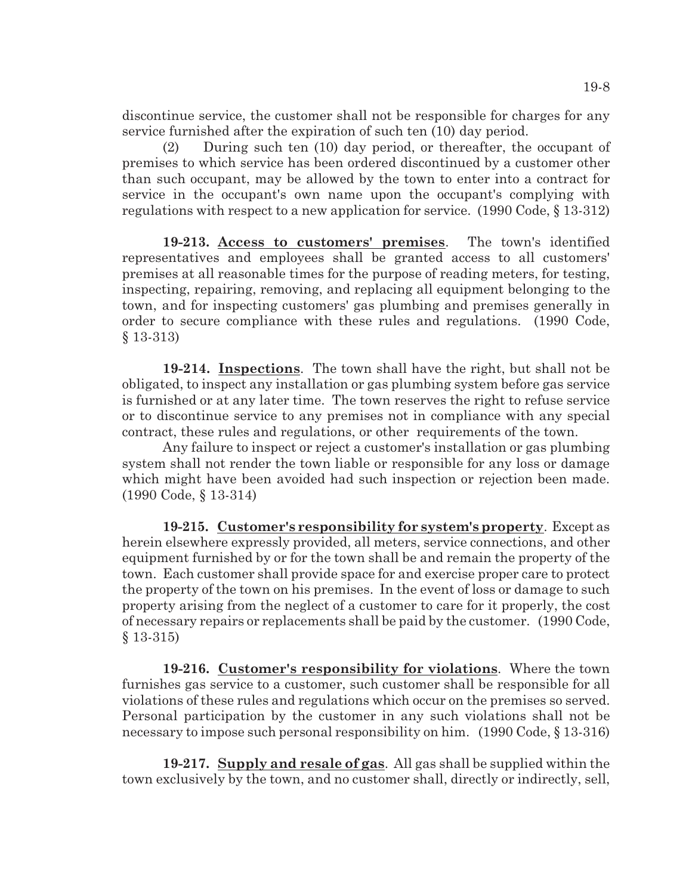discontinue service, the customer shall not be responsible for charges for any service furnished after the expiration of such ten (10) day period.

(2) During such ten (10) day period, or thereafter, the occupant of premises to which service has been ordered discontinued by a customer other than such occupant, may be allowed by the town to enter into a contract for service in the occupant's own name upon the occupant's complying with regulations with respect to a new application for service. (1990 Code, § 13-312)

**19-213. Access to customers' premises**. The town's identified representatives and employees shall be granted access to all customers' premises at all reasonable times for the purpose of reading meters, for testing, inspecting, repairing, removing, and replacing all equipment belonging to the town, and for inspecting customers' gas plumbing and premises generally in order to secure compliance with these rules and regulations. (1990 Code, § 13-313)

**19-214. Inspections**. The town shall have the right, but shall not be obligated, to inspect any installation or gas plumbing system before gas service is furnished or at any later time. The town reserves the right to refuse service or to discontinue service to any premises not in compliance with any special contract, these rules and regulations, or other requirements of the town.

Any failure to inspect or reject a customer's installation or gas plumbing system shall not render the town liable or responsible for any loss or damage which might have been avoided had such inspection or rejection been made. (1990 Code, § 13-314)

**19-215. Customer's responsibility for system's property**. Except as herein elsewhere expressly provided, all meters, service connections, and other equipment furnished by or for the town shall be and remain the property of the town. Each customer shall provide space for and exercise proper care to protect the property of the town on his premises. In the event of loss or damage to such property arising from the neglect of a customer to care for it properly, the cost of necessary repairs or replacements shall be paid by the customer. (1990 Code, § 13-315)

**19-216. Customer's responsibility for violations**. Where the town furnishes gas service to a customer, such customer shall be responsible for all violations of these rules and regulations which occur on the premises so served. Personal participation by the customer in any such violations shall not be necessary to impose such personal responsibility on him. (1990 Code, § 13-316)

**19-217. Supply and resale of gas**. All gas shall be supplied within the town exclusively by the town, and no customer shall, directly or indirectly, sell,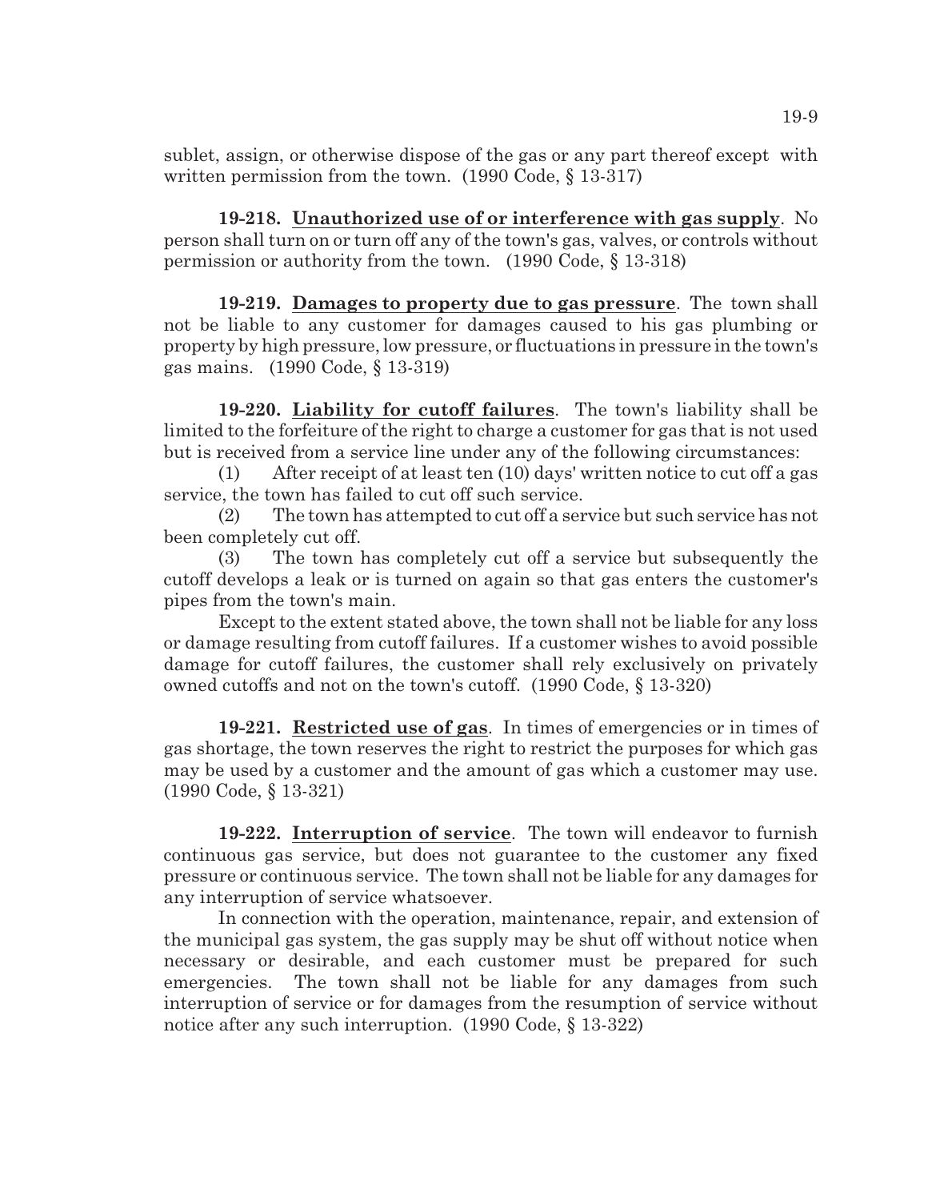sublet, assign, or otherwise dispose of the gas or any part thereof except with written permission from the town. (1990 Code, § 13-317)

**19-218. Unauthorized use of or interference with gas supply**. No person shall turn on or turn off any of the town's gas, valves, or controls without permission or authority from the town. (1990 Code, § 13-318)

**19-219. Damages to property due to gas pressure**. The town shall not be liable to any customer for damages caused to his gas plumbing or property by high pressure, low pressure, or fluctuations in pressure in the town's gas mains. (1990 Code, § 13-319)

**19-220. Liability for cutoff failures**. The town's liability shall be limited to the forfeiture of the right to charge a customer for gas that is not used but is received from a service line under any of the following circumstances:

(1) After receipt of at least ten (10) days' written notice to cut off a gas service, the town has failed to cut off such service.

(2) The town has attempted to cut off a service but such service has not been completely cut off.

(3) The town has completely cut off a service but subsequently the cutoff develops a leak or is turned on again so that gas enters the customer's pipes from the town's main.

Except to the extent stated above, the town shall not be liable for any loss or damage resulting from cutoff failures. If a customer wishes to avoid possible damage for cutoff failures, the customer shall rely exclusively on privately owned cutoffs and not on the town's cutoff. (1990 Code, § 13-320)

**19-221. Restricted use of gas**. In times of emergencies or in times of gas shortage, the town reserves the right to restrict the purposes for which gas may be used by a customer and the amount of gas which a customer may use. (1990 Code, § 13-321)

**19-222. Interruption of service**. The town will endeavor to furnish continuous gas service, but does not guarantee to the customer any fixed pressure or continuous service. The town shall not be liable for any damages for any interruption of service whatsoever.

In connection with the operation, maintenance, repair, and extension of the municipal gas system, the gas supply may be shut off without notice when necessary or desirable, and each customer must be prepared for such emergencies. The town shall not be liable for any damages from such interruption of service or for damages from the resumption of service without notice after any such interruption. (1990 Code, § 13-322)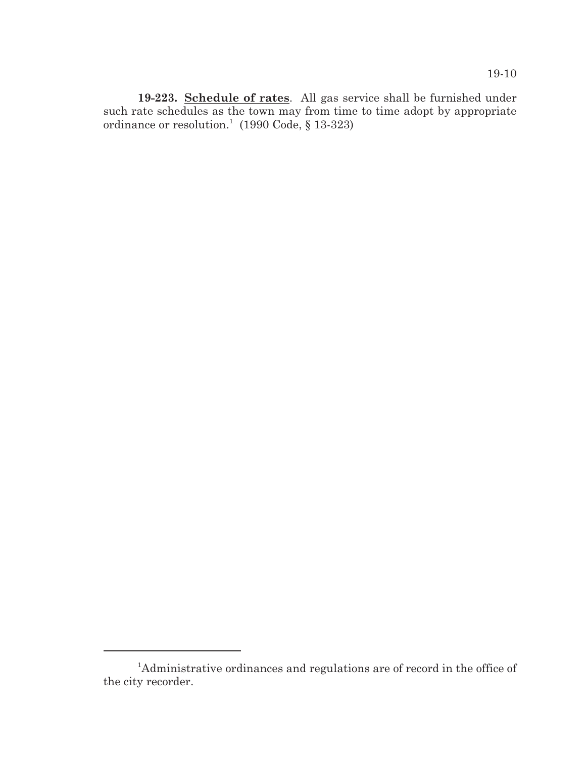**19-223. Schedule of rates**. All gas service shall be furnished under such rate schedules as the town may from time to time adopt by appropriate ordinance or resolution.[1] (1990 Code, § 13-323)

---

[1]Administrative ordinances and regulations are of record in the office of the city recorder.